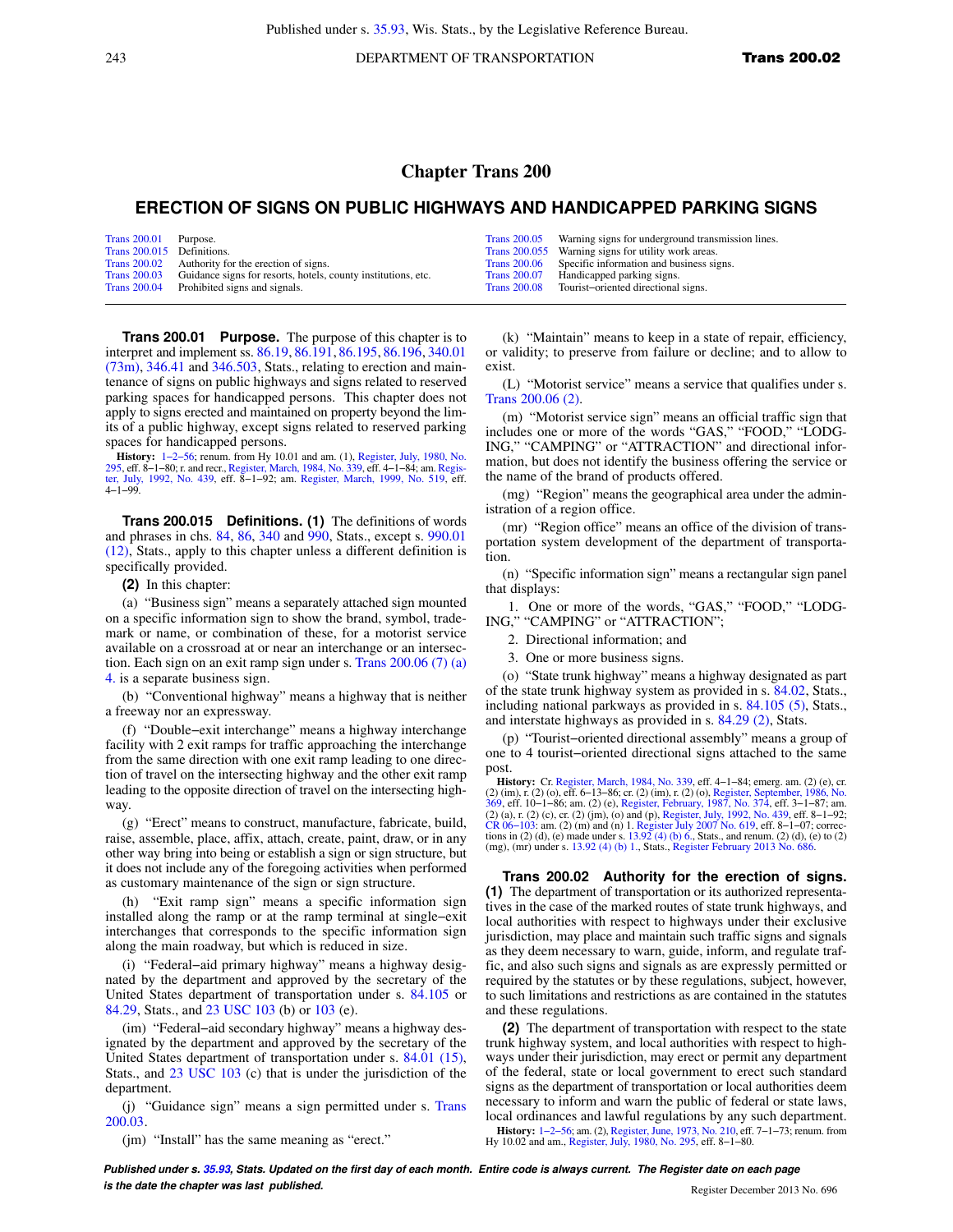# Chapter Trans 200

## ERECTION OF SIGNS ON PUBLIC HIGHWAYS AND HANDICAPPED PARKING SIGNS

| | | | |
|---|---|---|---|
| Trans 200.01 | Purpose. | Trans 200.05 | Warning signs for underground transmission lines. |
| Trans 200.015 | Definitions. | Trans 200.055 | Warning signs for utility work areas. |
| Trans 200.02 | Authority for the erection of signs. | Trans 200.06 | Specific information and business signs. |
| Trans 200.03 | Guidance signs for resorts, hotels, county institutions, etc. | Trans 200.07 | Handicapped parking signs. |
| Trans 200.04 | Prohibited signs and signals. | Trans 200.08 | Tourist–oriented directional signs. |

**Trans 200.01 Purpose.** The purpose of this chapter is to interpret and implement ss. 86.19, 86.191, 86.195, 86.196, 340.01 (73m), 346.41 and 346.503, Stats., relating to erection and maintenance of signs on public highways and signs related to reserved parking spaces for handicapped persons. This chapter does not apply to signs erected and maintained on property beyond the limits of a public highway, except signs related to reserved parking spaces for handicapped persons.

**History:** 1–2–56; renum. from Hy 10.01 and am. (1), Register, July, 1980, No. 295, eff. 8–1–80; r. and recr., Register, March, 1984, No. 339, eff. 4–1–84; am. Register, July, 1992, No. 439, eff. 8–1–92; am. Register, March, 1999, No. 519, eff. 4–1–99.

**Trans 200.015 Definitions. (1)** The definitions of words and phrases in chs. 84, 86, 340 and 990, Stats., except s. 990.01 (12), Stats., apply to this chapter unless a different definition is specifically provided.

**(2)** In this chapter:

(a) "Business sign" means a separately attached sign mounted on a specific information sign to show the brand, symbol, trademark or name, or combination of these, for a motorist service available on a crossroad at or near an interchange or an intersection. Each sign on an exit ramp sign under s. Trans 200.06 (7) (a) 4. is a separate business sign.

(b) "Conventional highway" means a highway that is neither a freeway nor an expressway.

(f) "Double–exit interchange" means a highway interchange facility with 2 exit ramps for traffic approaching the interchange from the same direction with one exit ramp leading to one direction of travel on the intersecting highway and the other exit ramp leading to the opposite direction of travel on the intersecting highway.

(g) "Erect" means to construct, manufacture, fabricate, build, raise, assemble, place, affix, attach, create, paint, draw, or in any other way bring into being or establish a sign or sign structure, but it does not include any of the foregoing activities when performed as customary maintenance of the sign or sign structure.

(h) "Exit ramp sign" means a specific information sign installed along the ramp or at the ramp terminal at single–exit interchanges that corresponds to the specific information sign along the main roadway, but which is reduced in size.

(i) "Federal–aid primary highway" means a highway designated by the department and approved by the secretary of the United States department of transportation under s. 84.105 or 84.29, Stats., and 23 USC 103 (b) or 103 (e).

(im) "Federal–aid secondary highway" means a highway designated by the department and approved by the secretary of the United States department of transportation under s. 84.01 (15), Stats., and 23 USC 103 (c) that is under the jurisdiction of the department.

(j) "Guidance sign" means a sign permitted under s. Trans 200.03.

(jm) "Install" has the same meaning as "erect."

(k) "Maintain" means to keep in a state of repair, efficiency, or validity; to preserve from failure or decline; and to allow to exist.

(L) "Motorist service" means a service that qualifies under s. Trans 200.06 (2).

(m) "Motorist service sign" means an official traffic sign that includes one or more of the words "GAS," "FOOD," "LODGING," "CAMPING" or "ATTRACTION" and directional information, but does not identify the business offering the service or the name of the brand of products offered.

(mg) "Region" means the geographical area under the administration of a region office.

(mr) "Region office" means an office of the division of transportation system development of the department of transportation.

(n) "Specific information sign" means a rectangular sign panel that displays:

1. One or more of the words, "GAS," "FOOD," "LODGING," "CAMPING" or "ATTRACTION";

2. Directional information; and

3. One or more business signs.

(o) "State trunk highway" means a highway designated as part of the state trunk highway system as provided in s. 84.02, Stats., including national parkways as provided in s. 84.105 (5), Stats., and interstate highways as provided in s. 84.29 (2), Stats.

(p) "Tourist–oriented directional assembly" means a group of one to 4 tourist–oriented directional signs attached to the same post.

**History:** Cr. Register, March, 1984, No. 339, eff. 4–1–84; emerg. am. (2) (e), cr. (2) (im), r. (2) (o), eff. 6–13–86; cr. (2) (im), r. (2) (o), Register, September, 1986, No. 369, eff. 10–1–86; am. (2) (e), Register, February, 1987, No. 374, eff. 3–1–87; am. (2) (a), r. (2) (c), cr. (2) (jm), (o) and (p), Register, July, 1992, No. 439, eff. 8–1–92; CR 06–103: am. (2) (m) and (n) 1. Register July 2007 No. 619, eff. 8–1–07; corrections in (2) (d), (e) made under s. 13.92 (4) (b) 6., Stats., and renum. (2) (d), (e) to (2) (mg), (mr) under s. 13.92 (4) (b) 1., Stats., Register February 2013 No. 686.

**Trans 200.02 Authority for the erection of signs. (1)** The department of transportation or its authorized representatives in the case of the marked routes of state trunk highways, and local authorities with respect to highways under their exclusive jurisdiction, may place and maintain such traffic signs and signals as they deem necessary to warn, guide, inform, and regulate traffic, and also such signs and signals as are expressly permitted or required by the statutes or by these regulations, subject, however, to such limitations and restrictions as are contained in the statutes and these regulations.

**(2)** The department of transportation with respect to the state trunk highway system, and local authorities with respect to highways under their jurisdiction, may erect or permit any department of the federal, state or local government to erect such standard signs as the department of transportation or local authorities deem necessary to inform and warn the public of federal or state laws, local ordinances and lawful regulations by any such department.

**History:** 1–2–56; am. (2), Register, June, 1973, No. 210, eff. 7–1–73; renum. from Hy 10.02 and am., Register, July, 1980, No. 295, eff. 8–1–80.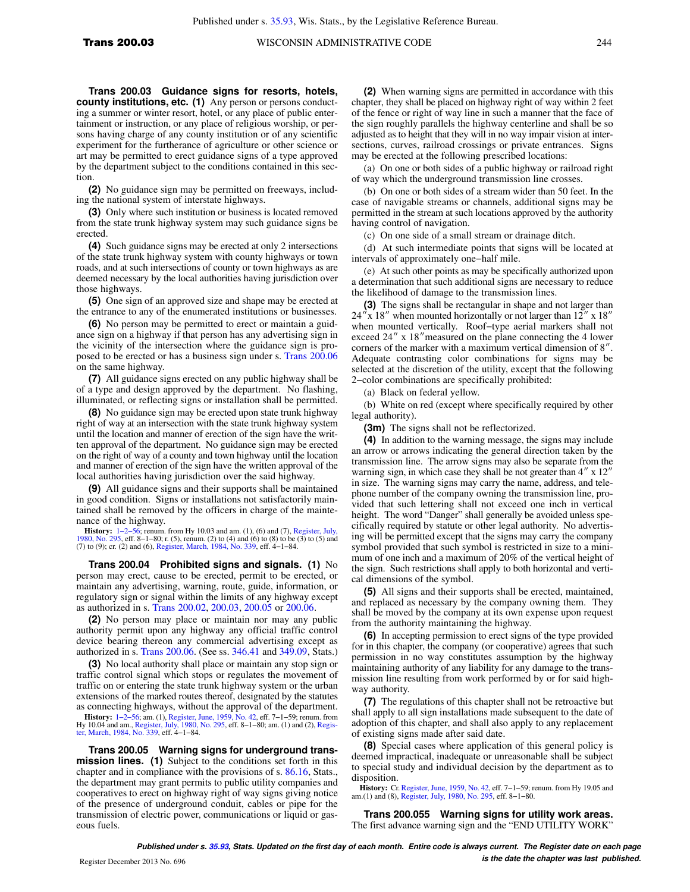**Trans 200.03 Guidance signs for resorts, hotels, county institutions, etc. (1)** Any person or persons conducting a summer or winter resort, hotel, or any place of public entertainment or instruction, or any place of religious worship, or persons having charge of any county institution or of any scientific experiment for the furtherance of agriculture or other science or art may be permitted to erect guidance signs of a type approved by the department subject to the conditions contained in this section.

**(2)** No guidance sign may be permitted on freeways, including the national system of interstate highways.

**(3)** Only where such institution or business is located removed from the state trunk highway system may such guidance signs be erected.

**(4)** Such guidance signs may be erected at only 2 intersections of the state trunk highway system with county highways or town roads, and at such intersections of county or town highways as are deemed necessary by the local authorities having jurisdiction over those highways.

**(5)** One sign of an approved size and shape may be erected at the entrance to any of the enumerated institutions or businesses.

**(6)** No person may be permitted to erect or maintain a guidance sign on a highway if that person has any advertising sign in the vicinity of the intersection where the guidance sign is proposed to be erected or has a business sign under s. Trans 200.06 on the same highway.

**(7)** All guidance signs erected on any public highway shall be of a type and design approved by the department. No flashing, illuminated, or reflecting signs or installation shall be permitted.

**(8)** No guidance sign may be erected upon state trunk highway right of way at an intersection with the state trunk highway system until the location and manner of erection of the sign have the written approval of the department. No guidance sign may be erected on the right of way of a county and town highway until the location and manner of erection of the sign have the written approval of the local authorities having jurisdiction over the said highway.

**(9)** All guidance signs and their supports shall be maintained in good condition. Signs or installations not satisfactorily maintained shall be removed by the officers in charge of the maintenance of the highway.

**History:** 1–2–56; renum. from Hy 10.03 and am. (1), (6) and (7), Register, July, 1980, No. 295, eff. 8–1–80; r. (5), renum. (2) to (4) and (6) to (8) to be (3) to (5) and (7) to (9); cr. (2) and (6), Register, March, 1984, No. 339, eff. 4–1–84.

**Trans 200.04 Prohibited signs and signals. (1)** No person may erect, cause to be erected, permit to be erected, or maintain any advertising, warning, route, guide, information, or regulatory sign or signal within the limits of any highway except as authorized in s. Trans 200.02, 200.03, 200.05 or 200.06.

**(2)** No person may place or maintain nor may any public authority permit upon any highway any official traffic control device bearing thereon any commercial advertising except as authorized in s. Trans 200.06. (See ss. 346.41 and 349.09, Stats.)

**(3)** No local authority shall place or maintain any stop sign or traffic control signal which stops or regulates the movement of traffic on or entering the state trunk highway system or the urban extensions of the marked routes thereof, designated by the statutes as connecting highways, without the approval of the department.

**History:** 1–2–56; am. (1), Register, June, 1959, No. 42, eff. 7–1–59; renum. from Hy 10.04 and am., Register, July, 1980, No. 295, eff. 8–1–80; am. (1) and (2), Register, March, 1984, No. 339, eff. 4–1–84.

**Trans 200.05 Warning signs for underground transmission lines. (1)** Subject to the conditions set forth in this chapter and in compliance with the provisions of s. 86.16, Stats., the department may grant permits to public utility companies and cooperatives to erect on highway right of way signs giving notice of the presence of underground conduit, cables or pipe for the transmission of electric power, communications or liquid or gaseous fuels.

**(2)** When warning signs are permitted in accordance with this chapter, they shall be placed on highway right of way within 2 feet of the fence or right of way line in such a manner that the face of the sign roughly parallels the highway centerline and shall be so adjusted as to height that they will in no way impair vision at intersections, curves, railroad crossings or private entrances. Signs may be erected at the following prescribed locations:

(a) On one or both sides of a public highway or railroad right of way which the underground transmission line crosses.

(b) On one or both sides of a stream wider than 50 feet. In the case of navigable streams or channels, additional signs may be permitted in the stream at such locations approved by the authority having control of navigation.

(c) On one side of a small stream or drainage ditch.

(d) At such intermediate points that signs will be located at intervals of approximately one–half mile.

(e) At such other points as may be specifically authorized upon a determination that such additional signs are necessary to reduce the likelihood of damage to the transmission lines.

**(3)** The signs shall be rectangular in shape and not larger than 24″ x 18″ when mounted horizontally or not larger than 12″ x 18″ when mounted vertically. Roof–type aerial markers shall not exceed 24″ x 18″ measured on the plane connecting the 4 lower corners of the marker with a maximum vertical dimension of 8″. Adequate contrasting color combinations for signs may be selected at the discretion of the utility, except that the following 2–color combinations are specifically prohibited:

(a) Black on federal yellow.

(b) White on red (except where specifically required by other legal authority).

**(3m)** The signs shall not be reflectorized.

**(4)** In addition to the warning message, the signs may include an arrow or arrows indicating the general direction taken by the transmission line. The arrow signs may also be separate from the warning sign, in which case they shall be not greater than 4″ x 12″ in size. The warning signs may carry the name, address, and telephone number of the company owning the transmission line, provided that such lettering shall not exceed one inch in vertical height. The word "Danger" shall generally be avoided unless specifically required by statute or other legal authority. No advertising will be permitted except that the signs may carry the company symbol provided that such symbol is restricted in size to a minimum of one inch and a maximum of 20% of the vertical height of the sign. Such restrictions shall apply to both horizontal and vertical dimensions of the symbol.

**(5)** All signs and their supports shall be erected, maintained, and replaced as necessary by the company owning them. They shall be moved by the company at its own expense upon request from the authority maintaining the highway.

**(6)** In accepting permission to erect signs of the type provided for in this chapter, the company (or cooperative) agrees that such permission in no way constitutes assumption by the highway maintaining authority of any liability for any damage to the transmission line resulting from work performed by or for said highway authority.

**(7)** The regulations of this chapter shall not be retroactive but shall apply to all sign installations made subsequent to the date of adoption of this chapter, and shall also apply to any replacement of existing signs made after said date.

**(8)** Special cases where application of this general policy is deemed impractical, inadequate or unreasonable shall be subject to special study and individual decision by the department as to disposition.

**History:** Cr. Register, June, 1959, No. 42, eff. 7–1–59; renum. from Hy 19.05 and am.(1) and (8), Register, July, 1980, No. 295, eff. 8–1–80.

**Trans 200.055 Warning signs for utility work areas.** The first advance warning sign and the "END UTILITY WORK"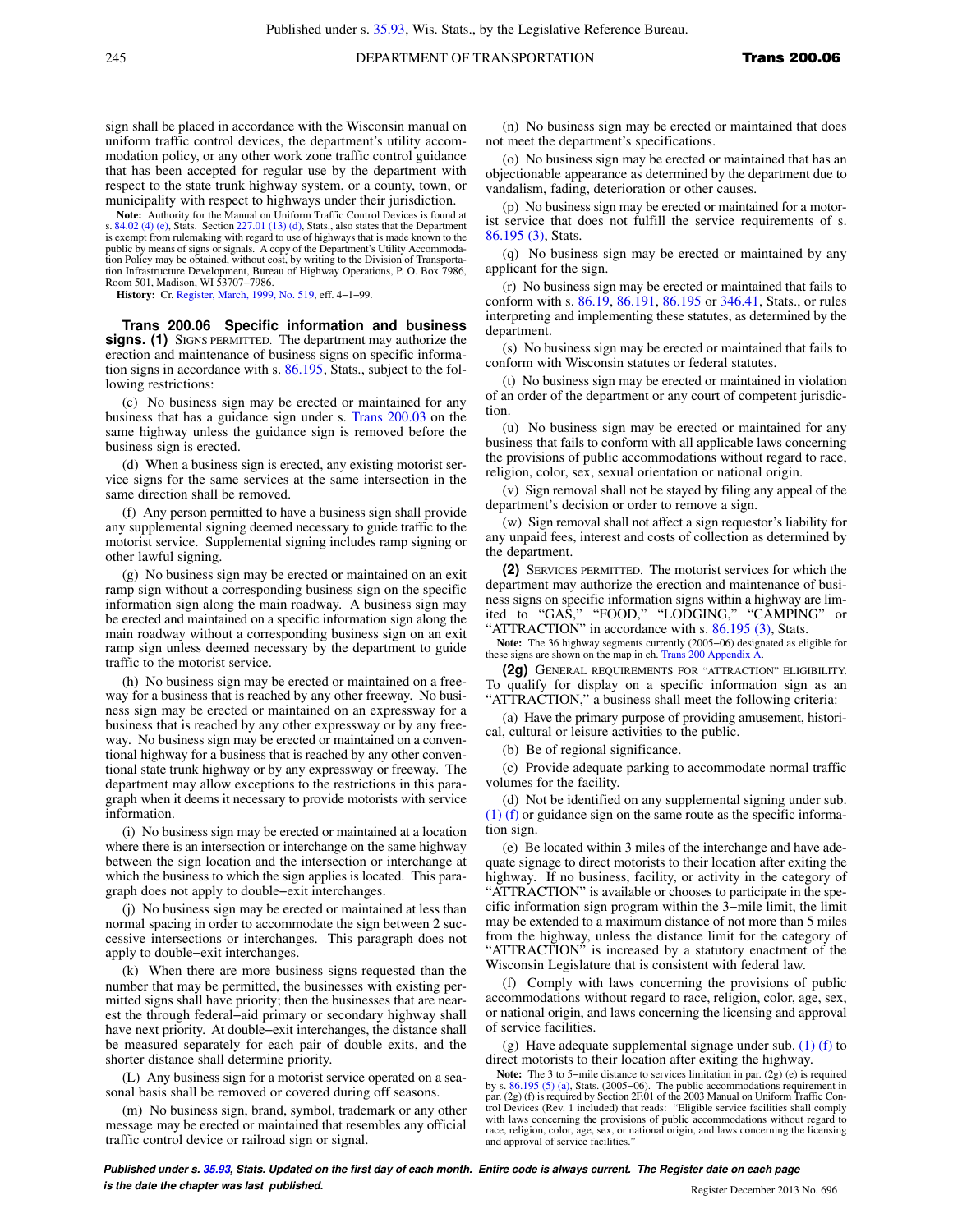sign shall be placed in accordance with the Wisconsin manual on uniform traffic control devices, the department's utility accommodation policy, or any other work zone traffic control guidance that has been accepted for regular use by the department with respect to the state trunk highway system, or a county, town, or municipality with respect to highways under their jurisdiction.

**Note:** Authority for the Manual on Uniform Traffic Control Devices is found at s. 84.02 (4) (e), Stats. Section 227.01 (13) (d), Stats., also states that the Department is exempt from rulemaking with regard to use of highways that is made known to the public by means of signs or signals. A copy of the Department's Utility Accommodation Policy may be obtained, without cost, by writing to the Division of Transportation Infrastructure Development, Bureau of Highway Operations, P. O. Box 7986, Room 501, Madison, WI 53707–7986.

**History:** Cr. Register, March, 1999, No. 519, eff. 4–1–99.

**Trans 200.06 Specific information and business signs.** **(1)** SIGNS PERMITTED. The department may authorize the erection and maintenance of business signs on specific information signs in accordance with s. 86.195, Stats., subject to the following restrictions:

(c) No business sign may be erected or maintained for any business that has a guidance sign under s. Trans 200.03 on the same highway unless the guidance sign is removed before the business sign is erected.

(d) When a business sign is erected, any existing motorist service signs for the same services at the same intersection in the same direction shall be removed.

(f) Any person permitted to have a business sign shall provide any supplemental signing deemed necessary to guide traffic to the motorist service. Supplemental signing includes ramp signing or other lawful signing.

(g) No business sign may be erected or maintained on an exit ramp sign without a corresponding business sign on the specific information sign along the main roadway. A business sign may be erected and maintained on a specific information sign along the main roadway without a corresponding business sign on an exit ramp sign unless deemed necessary by the department to guide traffic to the motorist service.

(h) No business sign may be erected or maintained on a freeway for a business that is reached by any other freeway. No business sign may be erected or maintained on an expressway for a business that is reached by any other expressway or by any freeway. No business sign may be erected or maintained on a conventional highway for a business that is reached by any other conventional state trunk highway or by any expressway or freeway. The department may allow exceptions to the restrictions in this paragraph when it deems it necessary to provide motorists with service information.

(i) No business sign may be erected or maintained at a location where there is an intersection or interchange on the same highway between the sign location and the intersection or interchange at which the business to which the sign applies is located. This paragraph does not apply to double–exit interchanges.

(j) No business sign may be erected or maintained at less than normal spacing in order to accommodate the sign between 2 successive intersections or interchanges. This paragraph does not apply to double–exit interchanges.

(k) When there are more business signs requested than the number that may be permitted, the businesses with existing permitted signs shall have priority; then the businesses that are nearest the through federal–aid primary or secondary highway shall have next priority. At double–exit interchanges, the distance shall be measured separately for each pair of double exits, and the shorter distance shall determine priority.

(L) Any business sign for a motorist service operated on a seasonal basis shall be removed or covered during off seasons.

(m) No business sign, brand, symbol, trademark or any other message may be erected or maintained that resembles any official traffic control device or railroad sign or signal.

(n) No business sign may be erected or maintained that does not meet the department's specifications.

(o) No business sign may be erected or maintained that has an objectionable appearance as determined by the department due to vandalism, fading, deterioration or other causes.

(p) No business sign may be erected or maintained for a motorist service that does not fulfill the service requirements of s. 86.195 (3), Stats.

(q) No business sign may be erected or maintained by any applicant for the sign.

(r) No business sign may be erected or maintained that fails to conform with s. 86.19, 86.191, 86.195 or 346.41, Stats., or rules interpreting and implementing these statutes, as determined by the department.

(s) No business sign may be erected or maintained that fails to conform with Wisconsin statutes or federal statutes.

(t) No business sign may be erected or maintained in violation of an order of the department or any court of competent jurisdiction.

(u) No business sign may be erected or maintained for any business that fails to conform with all applicable laws concerning the provisions of public accommodations without regard to race, religion, color, sex, sexual orientation or national origin.

(v) Sign removal shall not be stayed by filing any appeal of the department's decision or order to remove a sign.

(w) Sign removal shall not affect a sign requestor's liability for any unpaid fees, interest and costs of collection as determined by the department.

**(2)** SERVICES PERMITTED. The motorist services for which the department may authorize the erection and maintenance of business signs on specific information signs within a highway are limited to "GAS," "FOOD," "LODGING," "CAMPING" or "ATTRACTION" in accordance with s. 86.195 (3), Stats.

**Note:** The 36 highway segments currently (2005–06) designated as eligible for these signs are shown on the map in ch. Trans 200 Appendix A.

**(2g)** GENERAL REQUIREMENTS FOR "ATTRACTION" ELIGIBILITY. To qualify for display on a specific information sign as an "ATTRACTION," a business shall meet the following criteria:

(a) Have the primary purpose of providing amusement, historical, cultural or leisure activities to the public.

(b) Be of regional significance.

(c) Provide adequate parking to accommodate normal traffic volumes for the facility.

(d) Not be identified on any supplemental signing under sub. (1) (f) or guidance sign on the same route as the specific information sign.

(e) Be located within 3 miles of the interchange and have adequate signage to direct motorists to their location after exiting the highway. If no business, facility, or activity in the category of "ATTRACTION" is available or chooses to participate in the specific information sign program within the 3–mile limit, the limit may be extended to a maximum distance of not more than 5 miles from the highway, unless the distance limit for the category of "ATTRACTION" is increased by a statutory enactment of the Wisconsin Legislature that is consistent with federal law.

(f) Comply with laws concerning the provisions of public accommodations without regard to race, religion, color, age, sex, or national origin, and laws concerning the licensing and approval of service facilities.

(g) Have adequate supplemental signage under sub. (1) (f) to direct motorists to their location after exiting the highway.

**Note:** The 3 to 5–mile distance to services limitation in par. (2g) (e) is required by s. 86.195 (5) (a), Stats. (2005–06). The public accommodations requirement in par. (2g) (f) is required by Section 2F.01 of the 2003 Manual on Uniform Traffic Control Devices (Rev. 1 included) that reads: "Eligible service facilities shall comply with laws concerning the provisions of public accommodations without regard to race, religion, color, age, sex, or national origin, and laws concerning the licensing and approval of service facilities."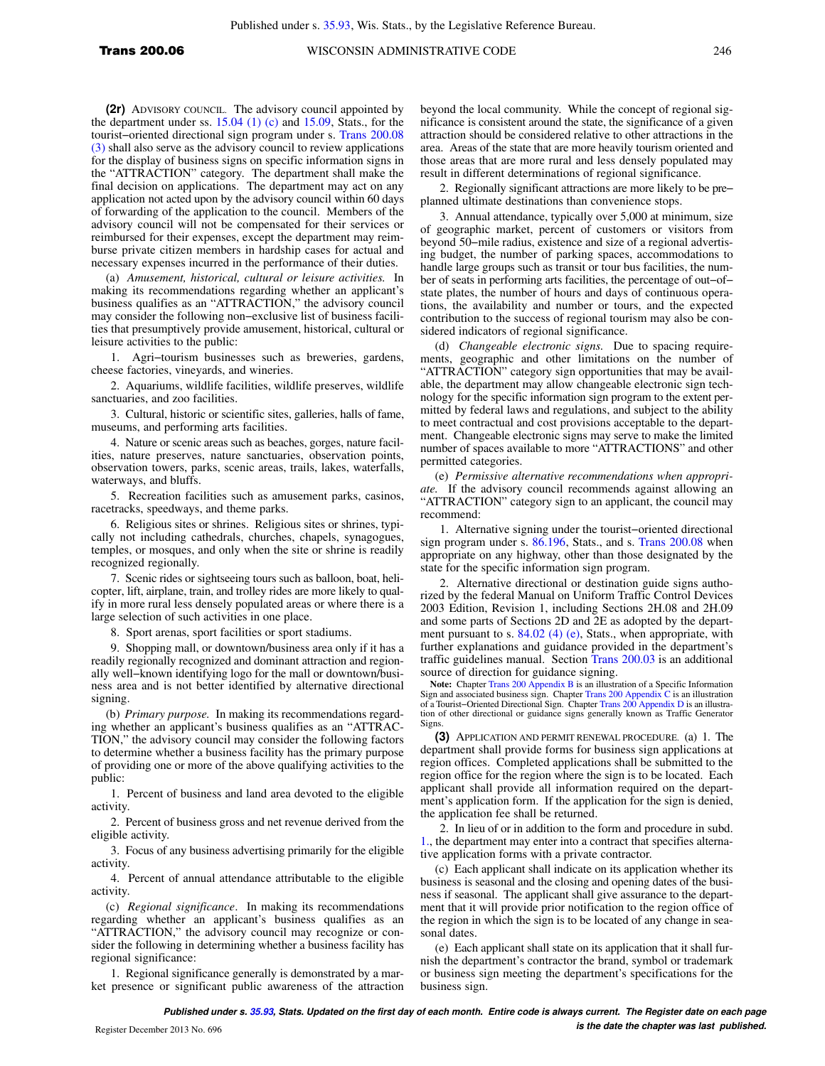**(2r)** ADVISORY COUNCIL. The advisory council appointed by the department under ss. 15.04 (1) (c) and 15.09, Stats., for the tourist−oriented directional sign program under s. Trans 200.08 (3) shall also serve as the advisory council to review applications for the display of business signs on specific information signs in the "ATTRACTION" category. The department shall make the final decision on applications. The department may act on any application not acted upon by the advisory council within 60 days of forwarding of the application to the council. Members of the advisory council will not be compensated for their services or reimbursed for their expenses, except the department may reimburse private citizen members in hardship cases for actual and necessary expenses incurred in the performance of their duties.

(a) *Amusement, historical, cultural or leisure activities.* In making its recommendations regarding whether an applicant's business qualifies as an "ATTRACTION," the advisory council may consider the following non−exclusive list of business facilities that presumptively provide amusement, historical, cultural or leisure activities to the public:

1. Agri−tourism businesses such as breweries, gardens, cheese factories, vineyards, and wineries.

2. Aquariums, wildlife facilities, wildlife preserves, wildlife sanctuaries, and zoo facilities.

3. Cultural, historic or scientific sites, galleries, halls of fame, museums, and performing arts facilities.

4. Nature or scenic areas such as beaches, gorges, nature facilities, nature preserves, nature sanctuaries, observation points, observation towers, parks, scenic areas, trails, lakes, waterfalls, waterways, and bluffs.

5. Recreation facilities such as amusement parks, casinos, racetracks, speedways, and theme parks.

6. Religious sites or shrines. Religious sites or shrines, typically not including cathedrals, churches, chapels, synagogues, temples, or mosques, and only when the site or shrine is readily recognized regionally.

7. Scenic rides or sightseeing tours such as balloon, boat, helicopter, lift, airplane, train, and trolley rides are more likely to qualify in more rural less densely populated areas or where there is a large selection of such activities in one place.

8. Sport arenas, sport facilities or sport stadiums.

9. Shopping mall, or downtown/business area only if it has a readily regionally recognized and dominant attraction and regionally well−known identifying logo for the mall or downtown/business area and is not better identified by alternative directional signing.

(b) *Primary purpose.* In making its recommendations regarding whether an applicant's business qualifies as an "ATTRACTION," the advisory council may consider the following factors to determine whether a business facility has the primary purpose of providing one or more of the above qualifying activities to the public:

1. Percent of business and land area devoted to the eligible activity.

2. Percent of business gross and net revenue derived from the eligible activity.

3. Focus of any business advertising primarily for the eligible activity.

4. Percent of annual attendance attributable to the eligible activity.

(c) *Regional significance*. In making its recommendations regarding whether an applicant's business qualifies as an "ATTRACTION," the advisory council may recognize or consider the following in determining whether a business facility has regional significance:

1. Regional significance generally is demonstrated by a market presence or significant public awareness of the attraction beyond the local community. While the concept of regional significance is consistent around the state, the significance of a given attraction should be considered relative to other attractions in the area. Areas of the state that are more heavily tourism oriented and those areas that are more rural and less densely populated may result in different determinations of regional significance.

2. Regionally significant attractions are more likely to be pre−planned ultimate destinations than convenience stops.

3. Annual attendance, typically over 5,000 at minimum, size of geographic market, percent of customers or visitors from beyond 50−mile radius, existence and size of a regional advertising budget, the number of parking spaces, accommodations to handle large groups such as transit or tour bus facilities, the number of seats in performing arts facilities, the percentage of out−of−state plates, the number of hours and days of continuous operations, the availability and number or tours, and the expected contribution to the success of regional tourism may also be considered indicators of regional significance.

(d) *Changeable electronic signs.* Due to spacing requirements, geographic and other limitations on the number of "ATTRACTION" category sign opportunities that may be available, the department may allow changeable electronic sign technology for the specific information sign program to the extent permitted by federal laws and regulations, and subject to the ability to meet contractual and cost provisions acceptable to the department. Changeable electronic signs may serve to make the limited number of spaces available to more "ATTRACTIONS" and other permitted categories.

(e) *Permissive alternative recommendations when appropriate.* If the advisory council recommends against allowing an "ATTRACTION" category sign to an applicant, the council may recommend:

1. Alternative signing under the tourist−oriented directional sign program under s. 86.196, Stats., and s. Trans 200.08 when appropriate on any highway, other than those designated by the state for the specific information sign program.

2. Alternative directional or destination guide signs authorized by the federal Manual on Uniform Traffic Control Devices 2003 Edition, Revision 1, including Sections 2H.08 and 2H.09 and some parts of Sections 2D and 2E as adopted by the department pursuant to s. 84.02 (4) (e), Stats., when appropriate, with further explanations and guidance provided in the department's traffic guidelines manual. Section Trans 200.03 is an additional source of direction for guidance signing.

**Note:** Chapter Trans 200 Appendix B is an illustration of a Specific Information Sign and associated business sign. Chapter Trans 200 Appendix C is an illustration of a Tourist−Oriented Directional Sign. Chapter Trans 200 Appendix D is an illustration of other directional or guidance signs generally known as Traffic Generator Signs.

**(3)** APPLICATION AND PERMIT RENEWAL PROCEDURE. (a) 1. The department shall provide forms for business sign applications at region offices. Completed applications shall be submitted to the region office for the region where the sign is to be located. Each applicant shall provide all information required on the department's application form. If the application for the sign is denied, the application fee shall be returned.

2. In lieu of or in addition to the form and procedure in subd. 1., the department may enter into a contract that specifies alternative application forms with a private contractor.

(c) Each applicant shall indicate on its application whether its business is seasonal and the closing and opening dates of the business if seasonal. The applicant shall give assurance to the department that it will provide prior notification to the region office of the region in which the sign is to be located of any change in seasonal dates.

(e) Each applicant shall state on its application that it shall furnish the department's contractor the brand, symbol or trademark or business sign meeting the department's specifications for the business sign.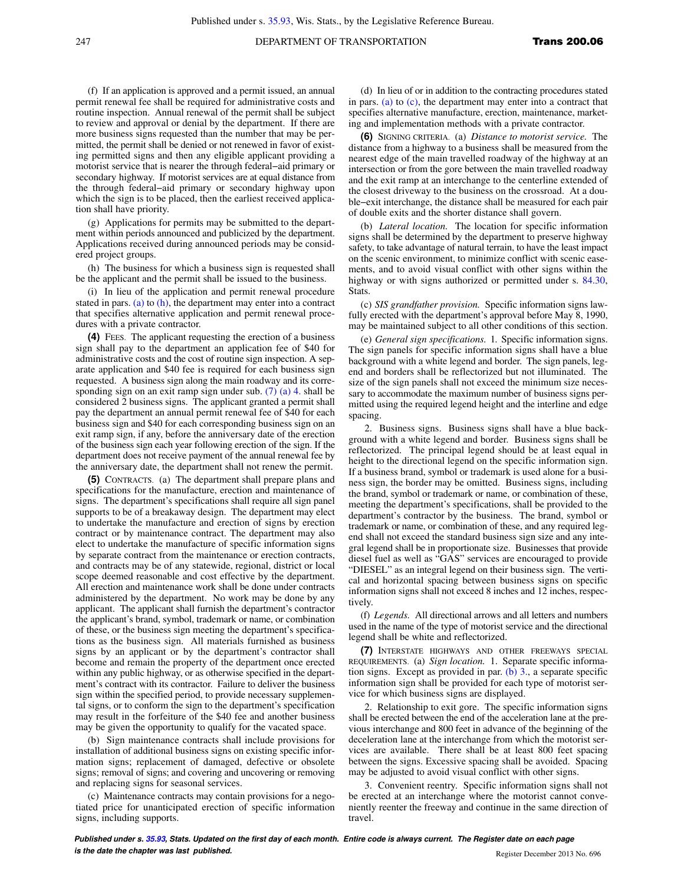(f) If an application is approved and a permit issued, an annual permit renewal fee shall be required for administrative costs and routine inspection. Annual renewal of the permit shall be subject to review and approval or denial by the department. If there are more business signs requested than the number that may be permitted, the permit shall be denied or not renewed in favor of existing permitted signs and then any eligible applicant providing a motorist service that is nearer the through federal−aid primary or secondary highway. If motorist services are at equal distance from the through federal−aid primary or secondary highway upon which the sign is to be placed, then the earliest received application shall have priority.

(g) Applications for permits may be submitted to the department within periods announced and publicized by the department. Applications received during announced periods may be considered project groups.

(h) The business for which a business sign is requested shall be the applicant and the permit shall be issued to the business.

(i) In lieu of the application and permit renewal procedure stated in pars. (a) to (h), the department may enter into a contract that specifies alternative application and permit renewal procedures with a private contractor.

**(4)** FEES. The applicant requesting the erection of a business sign shall pay to the department an application fee of $40 for administrative costs and the cost of routine sign inspection. A separate application and $40 fee is required for each business sign requested. A business sign along the main roadway and its corresponding sign on an exit ramp sign under sub. (7) (a) 4. shall be considered 2 business signs. The applicant granted a permit shall pay the department an annual permit renewal fee of $40 for each business sign and $40 for each corresponding business sign on an exit ramp sign, if any, before the anniversary date of the erection of the business sign each year following erection of the sign. If the department does not receive payment of the annual renewal fee by the anniversary date, the department shall not renew the permit.

**(5)** CONTRACTS. (a) The department shall prepare plans and specifications for the manufacture, erection and maintenance of signs. The department's specifications shall require all sign panel supports to be of a breakaway design. The department may elect to undertake the manufacture and erection of signs by erection contract or by maintenance contract. The department may also elect to undertake the manufacture of specific information signs by separate contract from the maintenance or erection contracts, and contracts may be of any statewide, regional, district or local scope deemed reasonable and cost effective by the department. All erection and maintenance work shall be done under contracts administered by the department. No work may be done by any applicant. The applicant shall furnish the department's contractor the applicant's brand, symbol, trademark or name, or combination of these, or the business sign meeting the department's specifications as the business sign. All materials furnished as business signs by an applicant or by the department's contractor shall become and remain the property of the department once erected within any public highway, or as otherwise specified in the department's contract with its contractor. Failure to deliver the business sign within the specified period, to provide necessary supplemental signs, or to conform the sign to the department's specification may result in the forfeiture of the $40 fee and another business may be given the opportunity to qualify for the vacated space.

(b) Sign maintenance contracts shall include provisions for installation of additional business signs on existing specific information signs; replacement of damaged, defective or obsolete signs; removal of signs; and covering and uncovering or removing and replacing signs for seasonal services.

(c) Maintenance contracts may contain provisions for a negotiated price for unanticipated erection of specific information signs, including supports.

(d) In lieu of or in addition to the contracting procedures stated in pars. (a) to (c), the department may enter into a contract that specifies alternative manufacture, erection, maintenance, marketing and implementation methods with a private contractor.

**(6)** SIGNING CRITERIA. (a) *Distance to motorist service.* The distance from a highway to a business shall be measured from the nearest edge of the main travelled roadway of the highway at an intersection or from the gore between the main travelled roadway and the exit ramp at an interchange to the centerline extended of the closest driveway to the business on the crossroad. At a double−exit interchange, the distance shall be measured for each pair of double exits and the shorter distance shall govern.

(b) *Lateral location.* The location for specific information signs shall be determined by the department to preserve highway safety, to take advantage of natural terrain, to have the least impact on the scenic environment, to minimize conflict with scenic easements, and to avoid visual conflict with other signs within the highway or with signs authorized or permitted under s. 84.30, Stats.

(c) *SIS grandfather provision.* Specific information signs lawfully erected with the department's approval before May 8, 1990, may be maintained subject to all other conditions of this section.

(e) *General sign specifications.* 1. Specific information signs. The sign panels for specific information signs shall have a blue background with a white legend and border. The sign panels, legend and borders shall be reflectorized but not illuminated. The size of the sign panels shall not exceed the minimum size necessary to accommodate the maximum number of business signs permitted using the required legend height and the interline and edge spacing.

2. Business signs. Business signs shall have a blue background with a white legend and border. Business signs shall be reflectorized. The principal legend should be at least equal in height to the directional legend on the specific information sign. If a business brand, symbol or trademark is used alone for a business sign, the border may be omitted. Business signs, including the brand, symbol or trademark or name, or combination of these, meeting the department's specifications, shall be provided to the department's contractor by the business. The brand, symbol or trademark or name, or combination of these, and any required legend shall not exceed the standard business sign size and any integral legend shall be in proportionate size. Businesses that provide diesel fuel as well as "GAS" services are encouraged to provide "DIESEL" as an integral legend on their business sign. The vertical and horizontal spacing between business signs on specific information signs shall not exceed 8 inches and 12 inches, respectively.

(f) *Legends.* All directional arrows and all letters and numbers used in the name of the type of motorist service and the directional legend shall be white and reflectorized.

**(7)** INTERSTATE HIGHWAYS AND OTHER FREEWAYS SPECIAL REQUIREMENTS. (a) *Sign location.* 1. Separate specific information signs. Except as provided in par. (b) 3., a separate specific information sign shall be provided for each type of motorist service for which business signs are displayed.

2. Relationship to exit gore. The specific information signs shall be erected between the end of the acceleration lane at the previous interchange and 800 feet in advance of the beginning of the deceleration lane at the interchange from which the motorist services are available. There shall be at least 800 feet spacing between the signs. Excessive spacing shall be avoided. Spacing may be adjusted to avoid visual conflict with other signs.

3. Convenient reentry. Specific information signs shall not be erected at an interchange where the motorist cannot conveniently reenter the freeway and continue in the same direction of travel.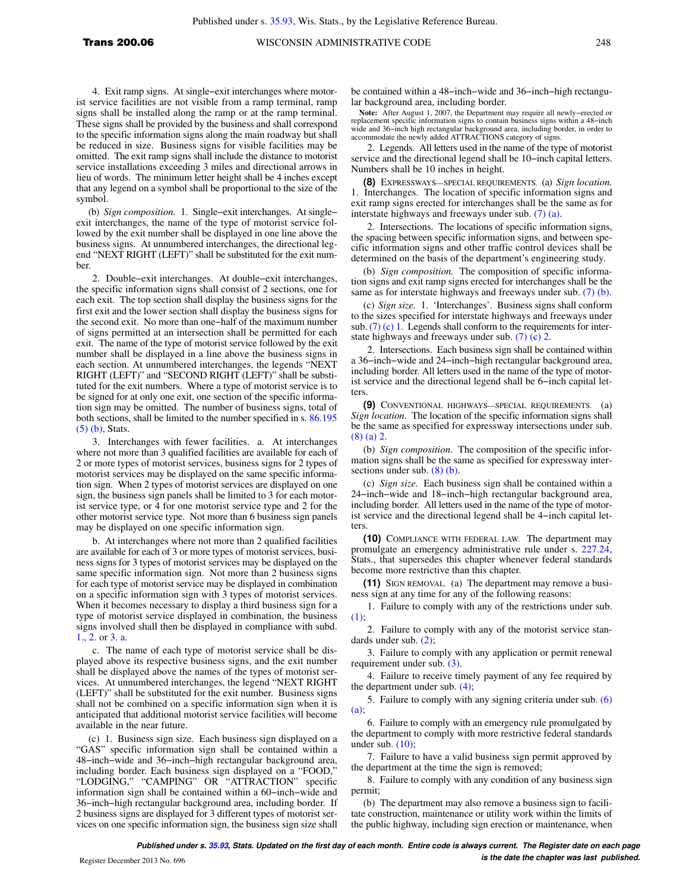4. Exit ramp signs. At single–exit interchanges where motorist service facilities are not visible from a ramp terminal, ramp signs shall be installed along the ramp or at the ramp terminal. These signs shall be provided by the business and shall correspond to the specific information signs along the main roadway but shall be reduced in size. Business signs for visible facilities may be omitted. The exit ramp signs shall include the distance to motorist service installations exceeding 3 miles and directional arrows in lieu of words. The minimum letter height shall be 4 inches except that any legend on a symbol shall be proportional to the size of the symbol.

(b) *Sign composition.* 1. Single–exit interchanges. At single–exit interchanges, the name of the type of motorist service followed by the exit number shall be displayed in one line above the business signs. At unnumbered interchanges, the directional legend "NEXT RIGHT (LEFT)" shall be substituted for the exit number.

2. Double–exit interchanges. At double–exit interchanges, the specific information signs shall consist of 2 sections, one for each exit. The top section shall display the business signs for the first exit and the lower section shall display the business signs for the second exit. No more than one–half of the maximum number of signs permitted at an intersection shall be permitted for each exit. The name of the type of motorist service followed by the exit number shall be displayed in a line above the business signs in each section. At unnumbered interchanges, the legends "NEXT RIGHT (LEFT)" and "SECOND RIGHT (LEFT)" shall be substituted for the exit numbers. Where a type of motorist service is to be signed for at only one exit, one section of the specific information sign may be omitted. The number of business signs, total of both sections, shall be limited to the number specified in s. 86.195 (5) (b), Stats.

3. Interchanges with fewer facilities. a. At interchanges where not more than 3 qualified facilities are available for each of 2 or more types of motorist services, business signs for 2 types of motorist services may be displayed on the same specific information sign. When 2 types of motorist services are displayed on one sign, the business sign panels shall be limited to 3 for each motorist service type, or 4 for one motorist service type and 2 for the other motorist service type. Not more than 6 business sign panels may be displayed on one specific information sign.

b. At interchanges where not more than 2 qualified facilities are available for each of 3 or more types of motorist services, business signs for 3 types of motorist services may be displayed on the same specific information sign. Not more than 2 business signs for each type of motorist service may be displayed in combination on a specific information sign with 3 types of motorist services. When it becomes necessary to display a third business sign for a type of motorist service displayed in combination, the business signs involved shall then be displayed in compliance with subd. 1., 2. or 3. a.

c. The name of each type of motorist service shall be displayed above its respective business signs, and the exit number shall be displayed above the names of the types of motorist services. At unnumbered interchanges, the legend "NEXT RIGHT (LEFT)" shall be substituted for the exit number. Business signs shall not be combined on a specific information sign when it is anticipated that additional motorist service facilities will become available in the near future.

(c) 1. Business sign size. Each business sign displayed on a "GAS" specific information sign shall be contained within a 48–inch–wide and 36–inch–high rectangular background area, including border. Each business sign displayed on a "FOOD," "LODGING," "CAMPING" OR "ATTRACTION" specific information sign shall be contained within a 60–inch–wide and 36–inch–high rectangular background area, including border. If 2 business signs are displayed for 3 different types of motorist services on one specific information sign, the business sign size shall be contained within a 48–inch–wide and 36–inch–high rectangular background area, including border.

Note: After August 1, 2007, the Department may require all newly–erected or replacement specific information signs to contain business signs within a 48–inch wide and 36–inch high rectangular background area, including border, in order to accommodate the newly added ATTRACTIONS category of signs.

2. Legends. All letters used in the name of the type of motorist service and the directional legend shall be 10–inch capital letters. Numbers shall be 10 inches in height.

**(8)** Expressways—special requirements. (a) *Sign location.* 1. Interchanges. The location of specific information signs and exit ramp signs erected for interchanges shall be the same as for interstate highways and freeways under sub. (7) (a).

2. Intersections. The locations of specific information signs, the spacing between specific information signs, and between specific information signs and other traffic control devices shall be determined on the basis of the department's engineering study.

(b) *Sign composition.* The composition of specific information signs and exit ramp signs erected for interchanges shall be the same as for interstate highways and freeways under sub. (7) (b).

(c) *Sign size.* 1. 'Interchanges'. Business signs shall conform to the sizes specified for interstate highways and freeways under sub. (7) (c) 1. Legends shall conform to the requirements for interstate highways and freeways under sub. (7) (c) 2.

2. Intersections. Each business sign shall be contained within a 36–inch–wide and 24–inch–high rectangular background area, including border. All letters used in the name of the type of motorist service and the directional legend shall be 6–inch capital letters.

**(9)** Conventional highways—special requirements. (a) *Sign location.* The location of the specific information signs shall be the same as specified for expressway intersections under sub. (8) (a) 2.

(b) *Sign composition.* The composition of the specific information signs shall be the same as specified for expressway intersections under sub. (8) (b).

(c) *Sign size.* Each business sign shall be contained within a 24–inch–wide and 18–inch–high rectangular background area, including border. All letters used in the name of the type of motorist service and the directional legend shall be 4–inch capital letters.

**(10)** Compliance with federal law. The department may promulgate an emergency administrative rule under s. 227.24, Stats., that supersedes this chapter whenever federal standards become more restrictive than this chapter.

**(11)** Sign removal. (a) The department may remove a business sign at any time for any of the following reasons:

1. Failure to comply with any of the restrictions under sub. (1);

2. Failure to comply with any of the motorist service standards under sub. (2);

3. Failure to comply with any application or permit renewal requirement under sub. (3).

4. Failure to receive timely payment of any fee required by the department under sub. (4);

5. Failure to comply with any signing criteria under sub. (6) (a);

6. Failure to comply with an emergency rule promulgated by the department to comply with more restrictive federal standards under sub. (10);

7. Failure to have a valid business sign permit approved by the department at the time the sign is removed;

8. Failure to comply with any condition of any business sign permit;

(b) The department may also remove a business sign to facilitate construction, maintenance or utility work within the limits of the public highway, including sign erection or maintenance, when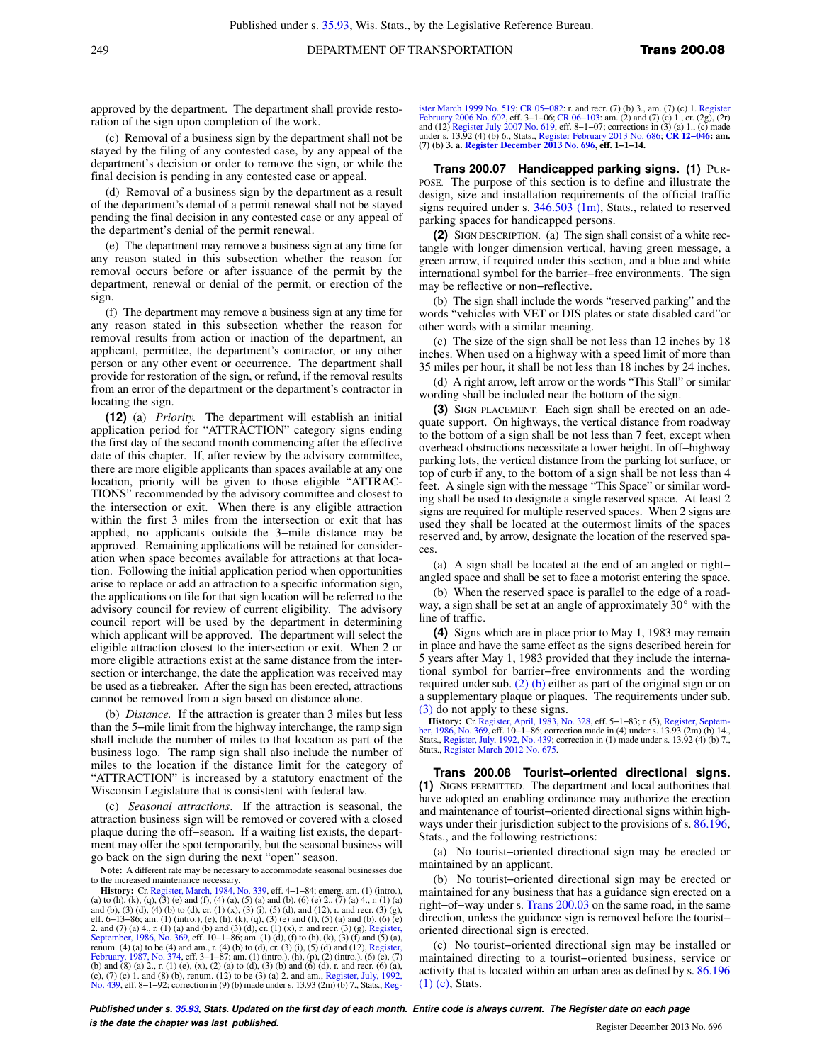approved by the department. The department shall provide restoration of the sign upon completion of the work.

(c) Removal of a business sign by the department shall not be stayed by the filing of any contested case, by any appeal of the department's decision or order to remove the sign, or while the final decision is pending in any contested case or appeal.

(d) Removal of a business sign by the department as a result of the department's denial of a permit renewal shall not be stayed pending the final decision in any contested case or any appeal of the department's denial of the permit renewal.

(e) The department may remove a business sign at any time for any reason stated in this subsection whether the reason for removal occurs before or after issuance of the permit by the department, renewal or denial of the permit, or erection of the sign.

(f) The department may remove a business sign at any time for any reason stated in this subsection whether the reason for removal results from action or inaction of the department, an applicant, permittee, the department's contractor, or any other person or any other event or occurrence. The department shall provide for restoration of the sign, or refund, if the removal results from an error of the department or the department's contractor in locating the sign.

**(12)** (a) *Priority.* The department will establish an initial application period for "ATTRACTION" category signs ending the first day of the second month commencing after the effective date of this chapter. If, after review by the advisory committee, there are more eligible applicants than spaces available at any one location, priority will be given to those eligible "ATTRACTIONS" recommended by the advisory committee and closest to the intersection or exit. When there is any eligible attraction within the first 3 miles from the intersection or exit that has applied, no applicants outside the 3−mile distance may be approved. Remaining applications will be retained for consideration when space becomes available for attractions at that location. Following the initial application period when opportunities arise to replace or add an attraction to a specific information sign, the applications on file for that sign location will be referred to the advisory council for review of current eligibility. The advisory council report will be used by the department in determining which applicant will be approved. The department will select the eligible attraction closest to the intersection or exit. When 2 or more eligible attractions exist at the same distance from the intersection or interchange, the date the application was received may be used as a tiebreaker. After the sign has been erected, attractions cannot be removed from a sign based on distance alone.

(b) *Distance.* If the attraction is greater than 3 miles but less than the 5−mile limit from the highway interchange, the ramp sign shall include the number of miles to that location as part of the business logo. The ramp sign shall also include the number of miles to the location if the distance limit for the category of "ATTRACTION" is increased by a statutory enactment of the Wisconsin Legislature that is consistent with federal law.

(c) *Seasonal attractions*. If the attraction is seasonal, the attraction business sign will be removed or covered with a closed plaque during the off−season. If a waiting list exists, the department may offer the spot temporarily, but the seasonal business will go back on the sign during the next "open" season.

**Note:** A different rate may be necessary to accommodate seasonal businesses due to the increased maintenance necessary.

**History:** Cr. Register, March, 1984, No. 339, eff. 4−1−84; emerg. am. (1) (intro.), (a) to (h), (k), (q), (3) (e) and (f), (4) (a), (5) (a) and (b), (6) (e) 2., (7) (a) 4., r. (1) (a) and (b), (3) (d), (4) (b) to (d), cr. (1) (x), (3) (i), (5) (d), and (12), r. and recr. (3) (g), eff. 6−13−86; am. (1) (intro.), (e), (h), (k), (q), (3) (e) and (f), (5) (a) and (b), (6) (e) 2. and (7) (a) 4., r. (1) (a) and (b) and (3) (d), cr. (1) (x), r. and recr. (3) (g), Register, September, 1986, No. 369, eff. 10−1−86; am. (1) (d), (f) to (h), (k), (3) (f) and (5) (a), renum. (4) (a) to be (4) and am., r. (4) (b) to (d), cr. (3) (i), (5) (d) and (12), Register, February, 1987, No. 374, eff. 3−1−87; am. (1) (intro.), (h), (p), (2) (intro.), (6) (e), (7) (b) and (8) (a) 2., r. (1) (e), (x), (2) (a) to (d), (3) (b) and (6) (d), r. and recr. (6) (a), (c), (7) (c) 1. and (8) (b), renum. (12) to be (3) (a) 2. and am., Register, July, 1992, No. 439, eff. 8−1−92; correction in (9) (b) made under s. 13.93 (2m) (b) 7., Stats., Register March 1999 No. 519; CR 05−082: r. and recr. (7) (b) 3., am. (7) (c) 1. Register February 2006 No. 602, eff. 3−1−06; CR 06−103: am. (2) and (7) (c) 1., cr. (2g), (2r) and (12) Register July 2007 No. 619, eff. 8−1−07; corrections in (3) (a) 1., (c) made under s. 13.92 (4) (b) 6., Stats., Register February 2013 No. 686; **CR 12−046: am. (7) (b) 3. a. Register December 2013 No. 696, eff. 1−1−14.**

**Trans 200.07 Handicapped parking signs. (1)** PURPOSE. The purpose of this section is to define and illustrate the design, size and installation requirements of the official traffic signs required under s. 346.503 (1m), Stats., related to reserved parking spaces for handicapped persons.

**(2)** SIGN DESCRIPTION. (a) The sign shall consist of a white rectangle with longer dimension vertical, having green message, a green arrow, if required under this section, and a blue and white international symbol for the barrier−free environments. The sign may be reflective or non−reflective.

(b) The sign shall include the words "reserved parking" and the words "vehicles with VET or DIS plates or state disabled card"or other words with a similar meaning.

(c) The size of the sign shall be not less than 12 inches by 18 inches. When used on a highway with a speed limit of more than 35 miles per hour, it shall be not less than 18 inches by 24 inches.

(d) A right arrow, left arrow or the words "This Stall" or similar wording shall be included near the bottom of the sign.

**(3)** SIGN PLACEMENT. Each sign shall be erected on an adequate support. On highways, the vertical distance from roadway to the bottom of a sign shall be not less than 7 feet, except when overhead obstructions necessitate a lower height. In off−highway parking lots, the vertical distance from the parking lot surface, or top of curb if any, to the bottom of a sign shall be not less than 4 feet. A single sign with the message "This Space" or similar wording shall be used to designate a single reserved space. At least 2 signs are required for multiple reserved spaces. When 2 signs are used they shall be located at the outermost limits of the spaces reserved and, by arrow, designate the location of the reserved spaces.

(a) A sign shall be located at the end of an angled or right−angled space and shall be set to face a motorist entering the space.

(b) When the reserved space is parallel to the edge of a roadway, a sign shall be set at an angle of approximately 30° with the line of traffic.

**(4)** Signs which are in place prior to May 1, 1983 may remain in place and have the same effect as the signs described herein for 5 years after May 1, 1983 provided that they include the international symbol for barrier−free environments and the wording required under sub. (2) (b) either as part of the original sign or on a supplementary plaque or plaques. The requirements under sub. (3) do not apply to these signs.

**History:** Cr. Register, April, 1983, No. 328, eff. 5−1−83; r. (5), Register, September, 1986, No. 369, eff. 10−1−86; correction made in (4) under s. 13.93 (2m) (b) 14., Stats., Register, July, 1992, No. 439; correction in (1) made under s. 13.92 (4) (b) 7., Stats., Register March 2012 No. 675.

**Trans 200.08 Tourist−oriented directional signs. (1)** SIGNS PERMITTED. The department and local authorities that have adopted an enabling ordinance may authorize the erection and maintenance of tourist−oriented directional signs within highways under their jurisdiction subject to the provisions of s. 86.196, Stats., and the following restrictions:

(a) No tourist−oriented directional sign may be erected or maintained by an applicant.

(b) No tourist−oriented directional sign may be erected or maintained for any business that has a guidance sign erected on a right−of−way under s. Trans 200.03 on the same road, in the same direction, unless the guidance sign is removed before the tourist−oriented directional sign is erected.

(c) No tourist−oriented directional sign may be installed or maintained directing to a tourist−oriented business, service or activity that is located within an urban area as defined by s. 86.196 (1) (c), Stats.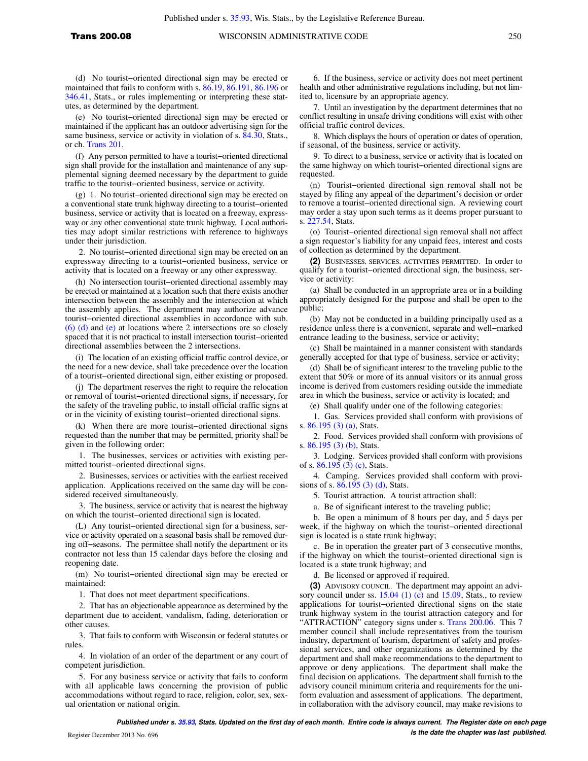(d) No tourist–oriented directional sign may be erected or maintained that fails to conform with s. 86.19, 86.191, 86.196 or 346.41, Stats., or rules implementing or interpreting these statutes, as determined by the department.

(e) No tourist–oriented directional sign may be erected or maintained if the applicant has an outdoor advertising sign for the same business, service or activity in violation of s. 84.30, Stats., or ch. Trans 201.

(f) Any person permitted to have a tourist–oriented directional sign shall provide for the installation and maintenance of any supplemental signing deemed necessary by the department to guide traffic to the tourist–oriented business, service or activity.

(g) 1. No tourist–oriented directional sign may be erected on a conventional state trunk highway directing to a tourist–oriented business, service or activity that is located on a freeway, expressway or any other conventional state trunk highway. Local authorities may adopt similar restrictions with reference to highways under their jurisdiction.

2. No tourist–oriented directional sign may be erected on an expressway directing to a tourist–oriented business, service or activity that is located on a freeway or any other expressway.

(h) No intersection tourist–oriented directional assembly may be erected or maintained at a location such that there exists another intersection between the assembly and the intersection at which the assembly applies. The department may authorize advance tourist–oriented directional assemblies in accordance with sub. (6) (d) and (e) at locations where 2 intersections are so closely spaced that it is not practical to install intersection tourist–oriented directional assemblies between the 2 intersections.

(i) The location of an existing official traffic control device, or the need for a new device, shall take precedence over the location of a tourist–oriented directional sign, either existing or proposed.

(j) The department reserves the right to require the relocation or removal of tourist–oriented directional signs, if necessary, for the safety of the traveling public, to install official traffic signs at or in the vicinity of existing tourist–oriented directional signs.

(k) When there are more tourist–oriented directional signs requested than the number that may be permitted, priority shall be given in the following order:

1. The businesses, services or activities with existing permitted tourist–oriented directional signs.

2. Businesses, services or activities with the earliest received application. Applications received on the same day will be considered received simultaneously.

3. The business, service or activity that is nearest the highway on which the tourist–oriented directional sign is located.

(L) Any tourist–oriented directional sign for a business, service or activity operated on a seasonal basis shall be removed during off–seasons. The permittee shall notify the department or its contractor not less than 15 calendar days before the closing and reopening date.

(m) No tourist–oriented directional sign may be erected or maintained:

1. That does not meet department specifications.

2. That has an objectionable appearance as determined by the department due to accident, vandalism, fading, deterioration or other causes.

3. That fails to conform with Wisconsin or federal statutes or rules.

4. In violation of an order of the department or any court of competent jurisdiction.

5. For any business service or activity that fails to conform with all applicable laws concerning the provision of public accommodations without regard to race, religion, color, sex, sexual orientation or national origin.

6. If the business, service or activity does not meet pertinent health and other administrative regulations including, but not limited to, licensure by an appropriate agency.

7. Until an investigation by the department determines that no conflict resulting in unsafe driving conditions will exist with other official traffic control devices.

8. Which displays the hours of operation or dates of operation, if seasonal, of the business, service or activity.

9. To direct to a business, service or activity that is located on the same highway on which tourist–oriented directional signs are requested.

(n) Tourist–oriented directional sign removal shall not be stayed by filing any appeal of the department's decision or order to remove a tourist–oriented directional sign. A reviewing court may order a stay upon such terms as it deems proper pursuant to s. 227.54, Stats.

(o) Tourist–oriented directional sign removal shall not affect a sign requestor's liability for any unpaid fees, interest and costs of collection as determined by the department.

**(2)** BUSINESSES, SERVICES, ACTIVITIES PERMITTED. In order to qualify for a tourist–oriented directional sign, the business, service or activity:

(a) Shall be conducted in an appropriate area or in a building appropriately designed for the purpose and shall be open to the public;

(b) May not be conducted in a building principally used as a residence unless there is a convenient, separate and well–marked entrance leading to the business, service or activity;

(c) Shall be maintained in a manner consistent with standards generally accepted for that type of business, service or activity;

(d) Shall be of significant interest to the traveling public to the extent that 50% or more of its annual visitors or its annual gross income is derived from customers residing outside the immediate area in which the business, service or activity is located; and

(e) Shall qualify under one of the following categories:

1. Gas. Services provided shall conform with provisions of s. 86.195 (3) (a), Stats.

2. Food. Services provided shall conform with provisions of s. 86.195 (3) (b), Stats.

3. Lodging. Services provided shall conform with provisions of s. 86.195 (3) (c), Stats.

4. Camping. Services provided shall conform with provisions of s. 86.195 (3) (d), Stats.

5. Tourist attraction. A tourist attraction shall:

a. Be of significant interest to the traveling public;

b. Be open a minimum of 8 hours per day, and 5 days per week, if the highway on which the tourist–oriented directional sign is located is a state trunk highway;

c. Be in operation the greater part of 3 consecutive months, if the highway on which the tourist–oriented directional sign is located is a state trunk highway; and

d. Be licensed or approved if required.

**(3)** ADVISORY COUNCIL. The department may appoint an advisory council under ss. 15.04 (1) (c) and 15.09, Stats., to review applications for tourist–oriented directional signs on the state trunk highway system in the tourist attraction category and for "ATTRACTION" category signs under s. Trans 200.06. This 7 member council shall include representatives from the tourism industry, department of tourism, department of safety and professional services, and other organizations as determined by the department and shall make recommendations to the department to approve or deny applications. The department shall make the final decision on applications. The department shall furnish to the advisory council minimum criteria and requirements for the uniform evaluation and assessment of applications. The department, in collaboration with the advisory council, may make revisions to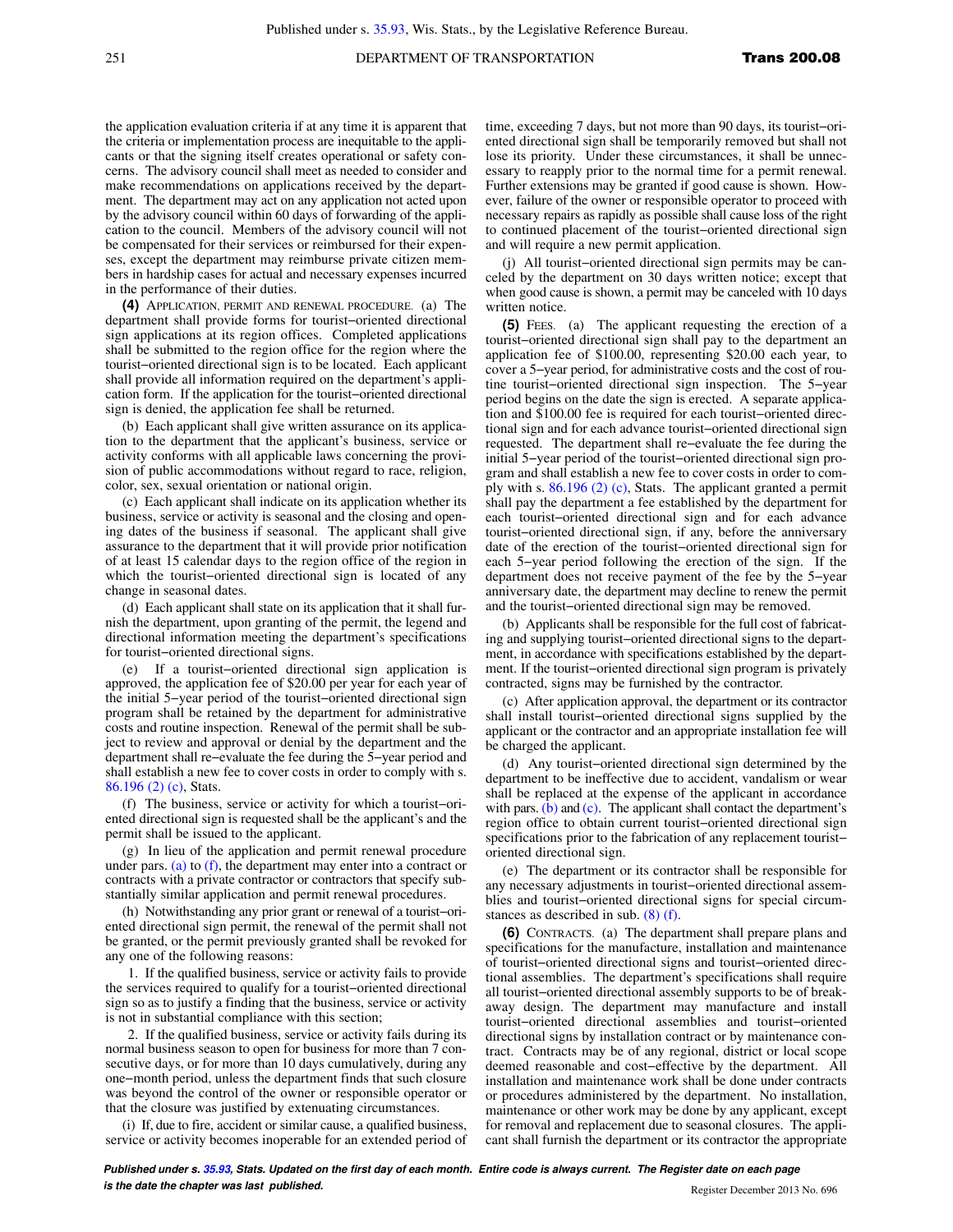the application evaluation criteria if at any time it is apparent that the criteria or implementation process are inequitable to the applicants or that the signing itself creates operational or safety concerns. The advisory council shall meet as needed to consider and make recommendations on applications received by the department. The department may act on any application not acted upon by the advisory council within 60 days of forwarding of the application to the council. Members of the advisory council will not be compensated for their services or reimbursed for their expenses, except the department may reimburse private citizen members in hardship cases for actual and necessary expenses incurred in the performance of their duties.

**(4)** APPLICATION, PERMIT AND RENEWAL PROCEDURE. (a) The department shall provide forms for tourist−oriented directional sign applications at its region offices. Completed applications shall be submitted to the region office for the region where the tourist−oriented directional sign is to be located. Each applicant shall provide all information required on the department's application form. If the application for the tourist−oriented directional sign is denied, the application fee shall be returned.

(b) Each applicant shall give written assurance on its application to the department that the applicant's business, service or activity conforms with all applicable laws concerning the provision of public accommodations without regard to race, religion, color, sex, sexual orientation or national origin.

(c) Each applicant shall indicate on its application whether its business, service or activity is seasonal and the closing and opening dates of the business if seasonal. The applicant shall give assurance to the department that it will provide prior notification of at least 15 calendar days to the region office of the region in which the tourist−oriented directional sign is located of any change in seasonal dates.

(d) Each applicant shall state on its application that it shall furnish the department, upon granting of the permit, the legend and directional information meeting the department's specifications for tourist−oriented directional signs.

(e) If a tourist−oriented directional sign application is approved, the application fee of $20.00 per year for each year of the initial 5−year period of the tourist−oriented directional sign program shall be retained by the department for administrative costs and routine inspection. Renewal of the permit shall be subject to review and approval or denial by the department and the department shall re−evaluate the fee during the 5−year period and shall establish a new fee to cover costs in order to comply with s. 86.196 (2) (c), Stats.

(f) The business, service or activity for which a tourist−oriented directional sign is requested shall be the applicant's and the permit shall be issued to the applicant.

(g) In lieu of the application and permit renewal procedure under pars. (a) to (f), the department may enter into a contract or contracts with a private contractor or contractors that specify substantially similar application and permit renewal procedures.

(h) Notwithstanding any prior grant or renewal of a tourist−oriented directional sign permit, the renewal of the permit shall not be granted, or the permit previously granted shall be revoked for any one of the following reasons:

1. If the qualified business, service or activity fails to provide the services required to qualify for a tourist−oriented directional sign so as to justify a finding that the business, service or activity is not in substantial compliance with this section;

2. If the qualified business, service or activity fails during its normal business season to open for business for more than 7 consecutive days, or for more than 10 days cumulatively, during any one−month period, unless the department finds that such closure was beyond the control of the owner or responsible operator or that the closure was justified by extenuating circumstances.

(i) If, due to fire, accident or similar cause, a qualified business, service or activity becomes inoperable for an extended period of time, exceeding 7 days, but not more than 90 days, its tourist−oriented directional sign shall be temporarily removed but shall not lose its priority. Under these circumstances, it shall be unnecessary to reapply prior to the normal time for a permit renewal. Further extensions may be granted if good cause is shown. However, failure of the owner or responsible operator to proceed with necessary repairs as rapidly as possible shall cause loss of the right to continued placement of the tourist−oriented directional sign and will require a new permit application.

(j) All tourist−oriented directional sign permits may be canceled by the department on 30 days written notice; except that when good cause is shown, a permit may be canceled with 10 days written notice.

**(5)** FEES. (a) The applicant requesting the erection of a tourist−oriented directional sign shall pay to the department an application fee of $100.00, representing $20.00 each year, to cover a 5−year period, for administrative costs and the cost of routine tourist−oriented directional sign inspection. The 5−year period begins on the date the sign is erected. A separate application and $100.00 fee is required for each tourist−oriented directional sign and for each advance tourist−oriented directional sign requested. The department shall re−evaluate the fee during the initial 5−year period of the tourist−oriented directional sign program and shall establish a new fee to cover costs in order to comply with s. 86.196 (2) (c), Stats. The applicant granted a permit shall pay the department a fee established by the department for each tourist−oriented directional sign and for each advance tourist−oriented directional sign, if any, before the anniversary date of the erection of the tourist−oriented directional sign for each 5−year period following the erection of the sign. If the department does not receive payment of the fee by the 5−year anniversary date, the department may decline to renew the permit and the tourist−oriented directional sign may be removed.

(b) Applicants shall be responsible for the full cost of fabricating and supplying tourist−oriented directional signs to the department, in accordance with specifications established by the department. If the tourist−oriented directional sign program is privately contracted, signs may be furnished by the contractor.

(c) After application approval, the department or its contractor shall install tourist−oriented directional signs supplied by the applicant or the contractor and an appropriate installation fee will be charged the applicant.

(d) Any tourist−oriented directional sign determined by the department to be ineffective due to accident, vandalism or wear shall be replaced at the expense of the applicant in accordance with pars. (b) and (c). The applicant shall contact the department's region office to obtain current tourist−oriented directional sign specifications prior to the fabrication of any replacement tourist−oriented directional sign.

(e) The department or its contractor shall be responsible for any necessary adjustments in tourist−oriented directional assemblies and tourist−oriented directional signs for special circumstances as described in sub. (8) (f).

**(6)** CONTRACTS. (a) The department shall prepare plans and specifications for the manufacture, installation and maintenance of tourist−oriented directional signs and tourist−oriented directional assemblies. The department's specifications shall require all tourist−oriented directional assembly supports to be of breakaway design. The department may manufacture and install tourist−oriented directional assemblies and tourist−oriented directional signs by installation contract or by maintenance contract. Contracts may be of any regional, district or local scope deemed reasonable and cost−effective by the department. All installation and maintenance work shall be done under contracts or procedures administered by the department. No installation, maintenance or other work may be done by any applicant, except for removal and replacement due to seasonal closures. The applicant shall furnish the department or its contractor the appropriate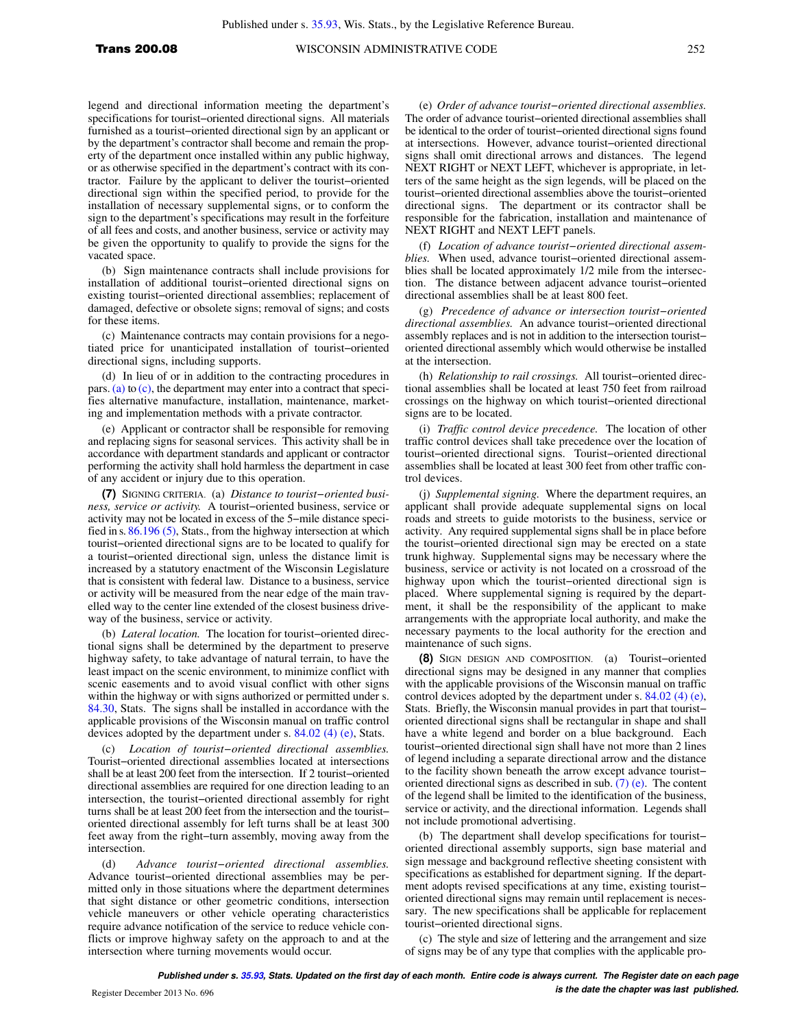legend and directional information meeting the department's specifications for tourist−oriented directional signs. All materials furnished as a tourist−oriented directional sign by an applicant or by the department's contractor shall become and remain the property of the department once installed within any public highway, or as otherwise specified in the department's contract with its contractor. Failure by the applicant to deliver the tourist−oriented directional sign within the specified period, to provide for the installation of necessary supplemental signs, or to conform the sign to the department's specifications may result in the forfeiture of all fees and costs, and another business, service or activity may be given the opportunity to qualify to provide the signs for the vacated space.

(b) Sign maintenance contracts shall include provisions for installation of additional tourist−oriented directional signs on existing tourist−oriented directional assemblies; replacement of damaged, defective or obsolete signs; removal of signs; and costs for these items.

(c) Maintenance contracts may contain provisions for a negotiated price for unanticipated installation of tourist−oriented directional signs, including supports.

(d) In lieu of or in addition to the contracting procedures in pars. (a) to (c), the department may enter into a contract that specifies alternative manufacture, installation, maintenance, marketing and implementation methods with a private contractor.

(e) Applicant or contractor shall be responsible for removing and replacing signs for seasonal services. This activity shall be in accordance with department standards and applicant or contractor performing the activity shall hold harmless the department in case of any accident or injury due to this operation.

**(7)** SIGNING CRITERIA. (a) *Distance to tourist−oriented business, service or activity.* A tourist−oriented business, service or activity may not be located in excess of the 5−mile distance specified in s. 86.196 (5), Stats., from the highway intersection at which tourist−oriented directional signs are to be located to qualify for a tourist−oriented directional sign, unless the distance limit is increased by a statutory enactment of the Wisconsin Legislature that is consistent with federal law. Distance to a business, service or activity will be measured from the near edge of the main travelled way to the center line extended of the closest business driveway of the business, service or activity.

(b) *Lateral location.* The location for tourist−oriented directional signs shall be determined by the department to preserve highway safety, to take advantage of natural terrain, to have the least impact on the scenic environment, to minimize conflict with scenic easements and to avoid visual conflict with other signs within the highway or with signs authorized or permitted under s. 84.30, Stats. The signs shall be installed in accordance with the applicable provisions of the Wisconsin manual on traffic control devices adopted by the department under s. 84.02 (4) (e), Stats.

(c) *Location of tourist−oriented directional assemblies.* Tourist−oriented directional assemblies located at intersections shall be at least 200 feet from the intersection. If 2 tourist−oriented directional assemblies are required for one direction leading to an intersection, the tourist−oriented directional assembly for right turns shall be at least 200 feet from the intersection and the tourist−oriented directional assembly for left turns shall be at least 300 feet away from the right−turn assembly, moving away from the intersection.

(d) *Advance tourist−oriented directional assemblies.* Advance tourist−oriented directional assemblies may be permitted only in those situations where the department determines that sight distance or other geometric conditions, intersection vehicle maneuvers or other vehicle operating characteristics require advance notification of the service to reduce vehicle conflicts or improve highway safety on the approach to and at the intersection where turning movements would occur.

(e) *Order of advance tourist−oriented directional assemblies.* The order of advance tourist−oriented directional assemblies shall be identical to the order of tourist−oriented directional signs found at intersections. However, advance tourist−oriented directional signs shall omit directional arrows and distances. The legend NEXT RIGHT or NEXT LEFT, whichever is appropriate, in letters of the same height as the sign legends, will be placed on the tourist−oriented directional assemblies above the tourist−oriented directional signs. The department or its contractor shall be responsible for the fabrication, installation and maintenance of NEXT RIGHT and NEXT LEFT panels.

(f) *Location of advance tourist−oriented directional assemblies.* When used, advance tourist−oriented directional assemblies shall be located approximately 1/2 mile from the intersection. The distance between adjacent advance tourist−oriented directional assemblies shall be at least 800 feet.

(g) *Precedence of advance or intersection tourist−oriented directional assemblies.* An advance tourist−oriented directional assembly replaces and is not in addition to the intersection tourist−oriented directional assembly which would otherwise be installed at the intersection.

(h) *Relationship to rail crossings.* All tourist−oriented directional assemblies shall be located at least 750 feet from railroad crossings on the highway on which tourist−oriented directional signs are to be located.

(i) *Traffic control device precedence.* The location of other traffic control devices shall take precedence over the location of tourist−oriented directional signs. Tourist−oriented directional assemblies shall be located at least 300 feet from other traffic control devices.

(j) *Supplemental signing.* Where the department requires, an applicant shall provide adequate supplemental signs on local roads and streets to guide motorists to the business, service or activity. Any required supplemental signs shall be in place before the tourist−oriented directional sign may be erected on a state trunk highway. Supplemental signs may be necessary where the business, service or activity is not located on a crossroad of the highway upon which the tourist−oriented directional sign is placed. Where supplemental signing is required by the department, it shall be the responsibility of the applicant to make arrangements with the appropriate local authority, and make the necessary payments to the local authority for the erection and maintenance of such signs.

**(8)** SIGN DESIGN AND COMPOSITION. (a) Tourist−oriented directional signs may be designed in any manner that complies with the applicable provisions of the Wisconsin manual on traffic control devices adopted by the department under s. 84.02 (4) (e), Stats. Briefly, the Wisconsin manual provides in part that tourist−oriented directional signs shall be rectangular in shape and shall have a white legend and border on a blue background. Each tourist−oriented directional sign shall have not more than 2 lines of legend including a separate directional arrow and the distance to the facility shown beneath the arrow except advance tourist−oriented directional signs as described in sub. (7) (e). The content of the legend shall be limited to the identification of the business, service or activity, and the directional information. Legends shall not include promotional advertising.

(b) The department shall develop specifications for tourist−oriented directional assembly supports, sign base material and sign message and background reflective sheeting consistent with specifications as established for department signing. If the department adopts revised specifications at any time, existing tourist−oriented directional signs may remain until replacement is necessary. The new specifications shall be applicable for replacement tourist−oriented directional signs.

(c) The style and size of lettering and the arrangement and size of signs may be of any type that complies with the applicable pro-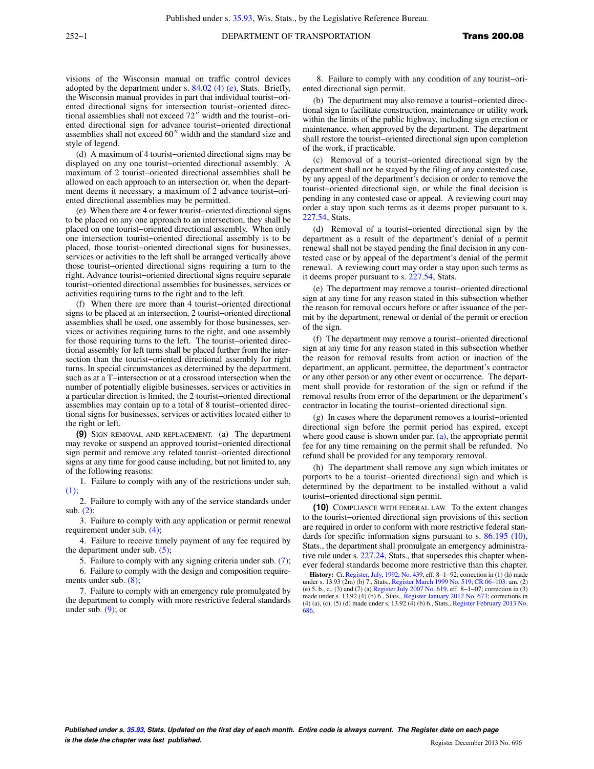visions of the Wisconsin manual on traffic control devices adopted by the department under s. 84.02 (4) (e), Stats. Briefly, the Wisconsin manual provides in part that individual tourist−oriented directional signs for intersection tourist−oriented directional assemblies shall not exceed 72″ width and the tourist−oriented directional sign for advance tourist−oriented directional assemblies shall not exceed 60″ width and the standard size and style of legend.

(d) A maximum of 4 tourist−oriented directional signs may be displayed on any one tourist−oriented directional assembly. A maximum of 2 tourist−oriented directional assemblies shall be allowed on each approach to an intersection or, when the department deems it necessary, a maximum of 2 advance tourist−oriented directional assemblies may be permitted.

(e) When there are 4 or fewer tourist−oriented directional signs to be placed on any one approach to an intersection, they shall be placed on one tourist−oriented directional assembly. When only one intersection tourist−oriented directional assembly is to be placed, those tourist−oriented directional signs for businesses, services or activities to the left shall be arranged vertically above those tourist−oriented directional signs requiring a turn to the right. Advance tourist−oriented directional signs require separate tourist−oriented directional assemblies for businesses, services or activities requiring turns to the right and to the left.

(f) When there are more than 4 tourist−oriented directional signs to be placed at an intersection, 2 tourist−oriented directional assemblies shall be used, one assembly for those businesses, services or activities requiring turns to the right, and one assembly for those requiring turns to the left. The tourist−oriented directional assembly for left turns shall be placed further from the intersection than the tourist−oriented directional assembly for right turns. In special circumstances as determined by the department, such as at a T−intersection or at a crossroad intersection when the number of potentially eligible businesses, services or activities in a particular direction is limited, the 2 tourist−oriented directional assemblies may contain up to a total of 8 tourist−oriented directional signs for businesses, services or activities located either to the right or left.

**(9)** SIGN REMOVAL AND REPLACEMENT. (a) The department may revoke or suspend an approved tourist−oriented directional sign permit and remove any related tourist−oriented directional signs at any time for good cause including, but not limited to, any of the following reasons:

1. Failure to comply with any of the restrictions under sub. (1);

2. Failure to comply with any of the service standards under sub. (2);

3. Failure to comply with any application or permit renewal requirement under sub. (4);

4. Failure to receive timely payment of any fee required by the department under sub. (5);

5. Failure to comply with any signing criteria under sub. (7);

6. Failure to comply with the design and composition requirements under sub. (8);

7. Failure to comply with an emergency rule promulgated by the department to comply with more restrictive federal standards under sub. (9); or

8. Failure to comply with any condition of any tourist−oriented directional sign permit.

(b) The department may also remove a tourist−oriented directional sign to facilitate construction, maintenance or utility work within the limits of the public highway, including sign erection or maintenance, when approved by the department. The department shall restore the tourist−oriented directional sign upon completion of the work, if practicable.

(c) Removal of a tourist−oriented directional sign by the department shall not be stayed by the filing of any contested case, by any appeal of the department's decision or order to remove the tourist−oriented directional sign, or while the final decision is pending in any contested case or appeal. A reviewing court may order a stay upon such terms as it deems proper pursuant to s. 227.54, Stats.

(d) Removal of a tourist−oriented directional sign by the department as a result of the department's denial of a permit renewal shall not be stayed pending the final decision in any contested case or by appeal of the department's denial of the permit renewal. A reviewing court may order a stay upon such terms as it deems proper pursuant to s. 227.54, Stats.

(e) The department may remove a tourist−oriented directional sign at any time for any reason stated in this subsection whether the reason for removal occurs before or after issuance of the permit by the department, renewal or denial of the permit or erection of the sign.

(f) The department may remove a tourist−oriented directional sign at any time for any reason stated in this subsection whether the reason for removal results from action or inaction of the department, an applicant, permittee, the department's contractor or any other person or any other event or occurrence. The department shall provide for restoration of the sign or refund if the removal results from error of the department or the department's contractor in locating the tourist−oriented directional sign.

(g) In cases where the department removes a tourist−oriented directional sign before the permit period has expired, except where good cause is shown under par. (a), the appropriate permit fee for any time remaining on the permit shall be refunded. No refund shall be provided for any temporary removal.

(h) The department shall remove any sign which imitates or purports to be a tourist−oriented directional sign and which is determined by the department to be installed without a valid tourist−oriented directional sign permit.

**(10)** COMPLIANCE WITH FEDERAL LAW. To the extent changes to the tourist−oriented directional sign provisions of this section are required in order to conform with more restrictive federal standards for specific information signs pursuant to s. 86.195 (10), Stats., the department shall promulgate an emergency administrative rule under s. 227.24, Stats., that supersedes this chapter whenever federal standards become more restrictive than this chapter.

**History:** Cr. Register, July, 1992, No. 439, eff. 8−1−92; correction in (1) (h) made under s. 13.93 (2m) (b) 7., Stats., Register March 1999 No. 519; CR 06−103: am. (2) (e) 5. b., c., (3) and (7) (a) Register July 2007 No. 619, eff. 8−1−07; correction in (3) made under s. 13.92 (4) (b) 6., Stats., Register January 2012 No. 673; corrections in (4) (a), (c), (5) (d) made under s. 13.92 (4) (b) 6., Stats., Register February 2013 No. 686.